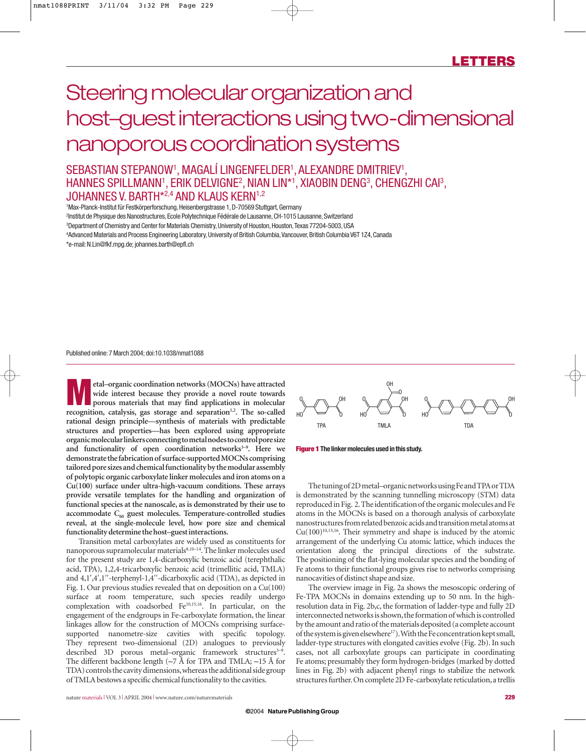LETTERS

# Steering molecular organization and host–guest interactions using two-dimensional nanoporous coordination systems

SEBASTIAN STEPANOW[1], MAGALÍ LINGENFELDER[1], ALEXANDRE DMITRIEV[1], HANNES SPILLMANN[1], ERIK DELVIGNE[2], NIAN LIN*[1], XIAOBIN DENG[3], CHENGZHI CAI[3], JOHANNES V. BARTH*[2,4] AND KLAUS KERN[1,2]

[1]Max-Planck-Institut für Festkörperforschung, Heisenbergstrasse 1, D-70569 Stuttgart, Germany

[2]Institut de Physique des Nanostructures, Ecole Polytechnique Fédérale de Lausanne, CH-1015 Lausanne, Switzerland

[3]Department of Chemistry and Center for Materials Chemistry, University of Houston, Houston, Texas 77204-5003, USA

[4]Advanced Materials and Process Engineering Laboratory, University of British Columbia, Vancouver, British Columbia V6T 1Z4, Canada

*e-mail: N.Lin@fkf.mpg.de; johannes.barth@epfl.ch

Published online: 7 March 2004; doi:10.1038/nmat1088

**Metal–organic coordination networks (MOCNs) have attracted wide interest because they provide a novel route towards porous materials that may find applications in molecular recognition, catalysis, gas storage and separation[1,2]. The so-called rational design principle—synthesis of materials with predictable structures and properties—has been explored using appropriate organic molecular linkers connecting to metal nodes to control pore size and functionality of open coordination networks[3–9]. Here we demonstrate the fabrication of surface-supported MOCNs comprising tailored pore sizes and chemical functionality by the modular assembly of polytopic organic carboxylate linker molecules and iron atoms on a Cu(100) surface under ultra-high-vacuum conditions. These arrays provide versatile templates for the handling and organization of functional species at the nanoscale, as is demonstrated by their use to accommodate $C_{60}$ guest molecules. Temperature-controlled studies reveal, at the single-molecule level, how pore size and chemical functionality determine the host–guest interactions.**

Transition metal carboxylates are widely used as constituents for nanoporous supramolecular materials[8,10–14]. The linker molecules used for the present study are 1,4-dicarboxylic benzoic acid (terephthalic acid, TPA), 1,2,4-tricarboxylic benzoic acid (trimellitic acid, TMLA) and 4,1′,4′,1′′-terphenyl-1,4′′-dicarboxylic acid (TDA), as depicted in Fig. 1. Our previous studies revealed that on deposition on a Cu(100) surface at room temperature, such species readily undergo complexation with coadsorbed Fe[10,15,16]. In particular, on the engagement of the endgroups in Fe-carboxylate formation, the linear linkages allow for the construction of MOCNs comprising surface-supported nanometre-size cavities with specific topology. They represent two-dimensional (2D) analogues to previously described 3D porous metal–organic framework structures[3–9]. The different backbone length (~7 Å for TPA and TMLA; ~15 Å for TDA) controls the cavity dimensions, whereas the additional side group of TMLA bestows a specific chemical functionality to the cavities.

**Figure 1** The linker molecules used in this study.

The tuning of 2D metal–organic networks using Fe and TPA or TDA is demonstrated by the scanning tunnelling microscopy (STM) data reproduced in Fig. 2. The identification of the organic molecules and Fe atoms in the MOCNs is based on a thorough analysis of carboxylate nanostructures from related benzoic acids and transition metal atoms at Cu(100)[10,15,16]. Their symmetry and shape is induced by the atomic arrangement of the underlying Cu atomic lattice, which induces the orientation along the principal directions of the substrate. The positioning of the flat-lying molecular species and the bonding of Fe atoms to their functional groups gives rise to networks comprising nanocavities of distinct shape and size.

The overview image in Fig. 2a shows the mesoscopic ordering of Fe-TPA MOCNs in domains extending up to 50 nm. In the high-resolution data in Fig. 2b,c, the formation of ladder-type and fully 2D interconnected networks is shown, the formation of which is controlled by the amount and ratio of the materials deposited (a complete account of the system is given elsewhere[17]). With the Fe concentration kept small, ladder-type structures with elongated cavities evolve (Fig. 2b). In such cases, not all carboxylate groups can participate in coordinating Fe atoms; presumably they form hydrogen-bridges (marked by dotted lines in Fig. 2b) with adjacent phenyl rings to stabilize the network structures further. On complete 2D Fe-carboxylate reticulation, a trellis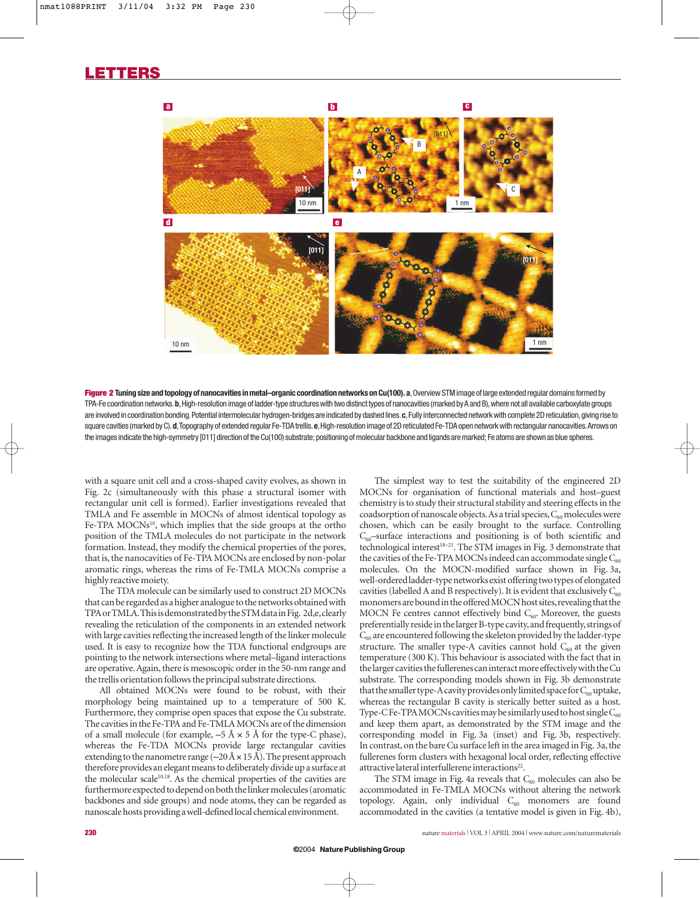**Figure 2 Tuning size and topology of nanocavities in metal–organic coordination networks on Cu(100). a**, Overview STM image of large extended regular domains formed by TPA-Fe coordination networks. **b**, High-resolution image of ladder-type structures with two distinct types of nanocavities (marked by A and B), where not all available carboxylate groups are involved in coordination bonding. Potential intermolecular hydrogen-bridges are indicated by dashed lines. **c**, Fully interconnected network with complete 2D reticulation, giving rise to square cavities (marked by C). **d**, Topography of extended regular Fe-TDA trellis. **e**, High-resolution image of 2D reticulated Fe-TDA open network with rectangular nanocavities. Arrows on the images indicate the high-symmetry [011] direction of the Cu(100) substrate; positioning of molecular backbone and ligands are marked; Fe atoms are shown as blue spheres.

with a square unit cell and a cross-shaped cavity evolves, as shown in Fig. 2c (simultaneously with this phase a structural isomer with rectangular unit cell is formed). Earlier investigations revealed that TMLA and Fe assemble in MOCNs of almost identical topology as Fe-TPA MOCNs[10], which implies that the side groups at the ortho position of the TMLA molecules do not participate in the network formation. Instead, they modify the chemical properties of the pores, that is, the nanocavities of Fe-TPA MOCNs are enclosed by non-polar aromatic rings, whereas the rims of Fe-TMLA MOCNs comprise a highly reactive moiety.

The TDA molecule can be similarly used to construct 2D MOCNs that can be regarded as a higher analogue to the networks obtained with TPA or TMLA. This is demonstrated by the STM data in Fig. 2d,e, clearly revealing the reticulation of the components in an extended network with large cavities reflecting the increased length of the linker molecule used. It is easy to recognize how the TDA functional endgroups are pointing to the network intersections where metal–ligand interactions are operative. Again, there is mesoscopic order in the 50-nm range and the trellis orientation follows the principal substrate directions.

All obtained MOCNs were found to be robust, with their morphology being maintained up to a temperature of 500 K. Furthermore, they comprise open spaces that expose the Cu substrate. The cavities in the Fe-TPA and Fe-TMLA MOCNs are of the dimension of a small molecule (for example, ~5 Å × 5 Å for the type-C phase), whereas the Fe-TDA MOCNs provide large rectangular cavities extending to the nanometre range (~20 Å × 15 Å). The present approach therefore provides an elegant means to deliberately divide up a surface at the molecular scale[10,18]. As the chemical properties of the cavities are furthermore expected to depend on both the linker molecules (aromatic backbones and side groups) and node atoms, they can be regarded as nanoscale hosts providing a well-defined local chemical environment.

The simplest way to test the suitability of the engineered 2D MOCNs for organisation of functional materials and host–guest chemistry is to study their structural stability and steering effects in the coadsorption of nanoscale objects. As a trial species, $C_{60}$ molecules were chosen, which can be easily brought to the surface. Controlling $C_{60}$–surface interactions and positioning is of both scientific and technological interest[18–21]. The STM images in Fig. 3 demonstrate that the cavities of the Fe-TPA MOCNs indeed can accommodate single $C_{60}$ molecules. On the MOCN-modified surface shown in Fig. 3a, well-ordered ladder-type networks exist offering two types of elongated cavities (labelled A and B respectively). It is evident that exclusively $C_{60}$ monomers are bound in the offered MOCN host sites, revealing that the MOCN Fe centres cannot effectively bind $C_{60}$. Moreover, the guests preferentially reside in the larger B-type cavity, and frequently, strings of $C_{60}$ are encountered following the skeleton provided by the ladder-type structure. The smaller type-A cavities cannot hold $C_{60}$ at the given temperature (300 K). This behaviour is associated with the fact that in the larger cavities the fullerenes can interact more effectively with the Cu substrate. The corresponding models shown in Fig. 3b demonstrate that the smaller type-A cavity provides only limited space for $C_{60}$ uptake, whereas the rectangular B cavity is sterically better suited as a host. Type-C Fe-TPA MOCNs cavities may be similarly used to host single $C_{60}$ and keep them apart, as demonstrated by the STM image and the corresponding model in Fig. 3a (inset) and Fig. 3b, respectively. In contrast, on the bare Cu surface left in the area imaged in Fig. 3a, the fullerenes form clusters with hexagonal local order, reflecting effective attractive lateral interfullerene interactions[22].

The STM image in Fig. 4a reveals that $C_{60}$ molecules can also be accommodated in Fe-TMLA MOCNs without altering the network topology. Again, only individual $C_{60}$ monomers are found accommodated in the cavities (a tentative model is given in Fig. 4b),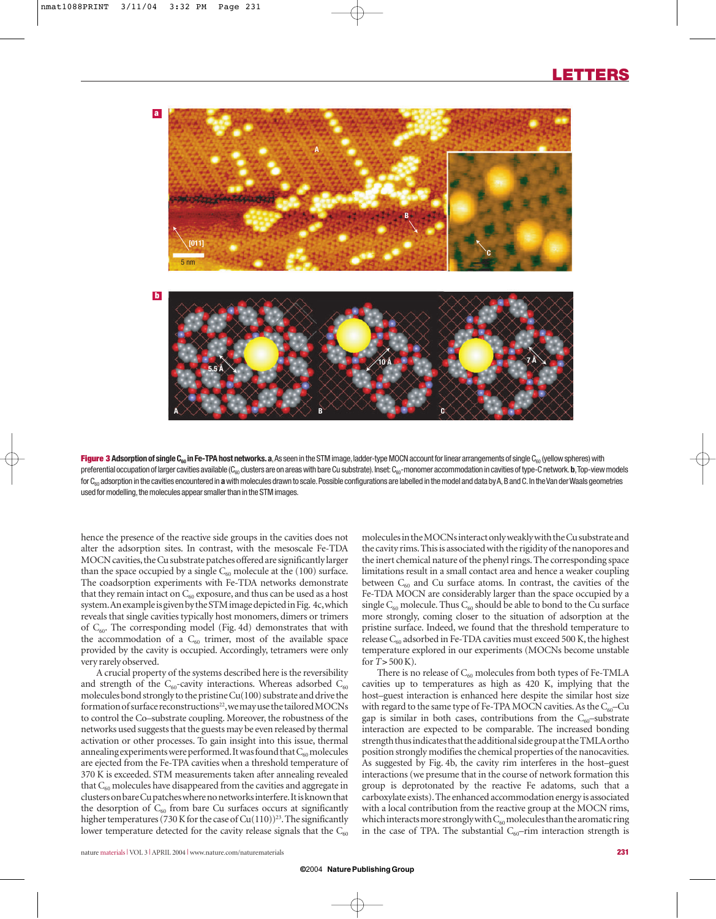**Figure 3** **Adsorption of single $C_{60}$ in Fe-TPA host networks. a**, As seen in the STM image, ladder-type MOCN account for linear arrangements of single $C_{60}$ (yellow spheres) with preferential occupation of larger cavities available ($C_{60}$ clusters are on areas with bare Cu substrate). Inset: $C_{60}$-monomer accommodation in cavities of type-C network. **b**, Top-view models for $C_{60}$ adsorption in the cavities encountered in **a** with molecules drawn to scale. Possible configurations are labelled in the model and data by A, B and C. In the Van der Waals geometries used for modelling, the molecules appear smaller than in the STM images.

hence the presence of the reactive side groups in the cavities does not alter the adsorption sites. In contrast, with the mesoscale Fe-TDA MOCN cavities, the Cu substrate patches offered are significantly larger than the space occupied by a single $C_{60}$ molecule at the (100) surface. The coadsorption experiments with Fe-TDA networks demonstrate that they remain intact on $C_{60}$ exposure, and thus can be used as a host system. An example is given by the STM image depicted in Fig. 4c, which reveals that single cavities typically host monomers, dimers or trimers of $C_{60}$. The corresponding model (Fig. 4d) demonstrates that with the accommodation of a $C_{60}$ trimer, most of the available space provided by the cavity is occupied. Accordingly, tetramers were only very rarely observed.

A crucial property of the systems described here is the reversibility and strength of the $C_{60}$-cavity interactions. Whereas adsorbed $C_{60}$ molecules bond strongly to the pristine Cu(100) substrate and drive the formation of surface reconstructions[22], we may use the tailored MOCNs to control the Co–substrate coupling. Moreover, the robustness of the networks used suggests that the guests may be even released by thermal activation or other processes. To gain insight into this issue, thermal annealing experiments were performed. It was found that $C_{60}$ molecules are ejected from the Fe-TPA cavities when a threshold temperature of 370 K is exceeded. STM measurements taken after annealing revealed that $C_{60}$ molecules have disappeared from the cavities and aggregate in clusters on bare Cu patches where no networks interfere. It is known that the desorption of $C_{60}$ from bare Cu surfaces occurs at significantly higher temperatures (730 K for the case of Cu(110))[23]. The significantly lower temperature detected for the cavity release signals that the $C_{60}$ molecules in the MOCNs interact only weakly with the Cu substrate and the cavity rims. This is associated with the rigidity of the nanopores and the inert chemical nature of the phenyl rings. The corresponding space limitations result in a small contact area and hence a weaker coupling between $C_{60}$ and Cu surface atoms. In contrast, the cavities of the Fe-TDA MOCN are considerably larger than the space occupied by a single $C_{60}$ molecule. Thus $C_{60}$ should be able to bond to the Cu surface more strongly, coming closer to the situation of adsorption at the pristine surface. Indeed, we found that the threshold temperature to release $C_{60}$ adsorbed in Fe-TDA cavities must exceed 500 K, the highest temperature explored in our experiments (MOCNs become unstable for $T > 500$ K).

There is no release of $C_{60}$ molecules from both types of Fe-TMLA cavities up to temperatures as high as 420 K, implying that the host–guest interaction is enhanced here despite the similar host size with regard to the same type of Fe-TPA MOCN cavities. As the $C_{60}$–Cu gap is similar in both cases, contributions from the $C_{60}$–substrate interaction are expected to be comparable. The increased bonding strength thus indicates that the additional side group at the TMLA ortho position strongly modifies the chemical properties of the nanocavities. As suggested by Fig. 4b, the cavity rim interferes in the host–guest interactions (we presume that in the course of network formation this group is deprotonated by the reactive Fe adatoms, such that a carboxylate exists). The enhanced accommodation energy is associated with a local contribution from the reactive group at the MOCN rims, which interacts more strongly with $C_{60}$ molecules than the aromatic ring in the case of TPA. The substantial $C_{60}$–rim interaction strength is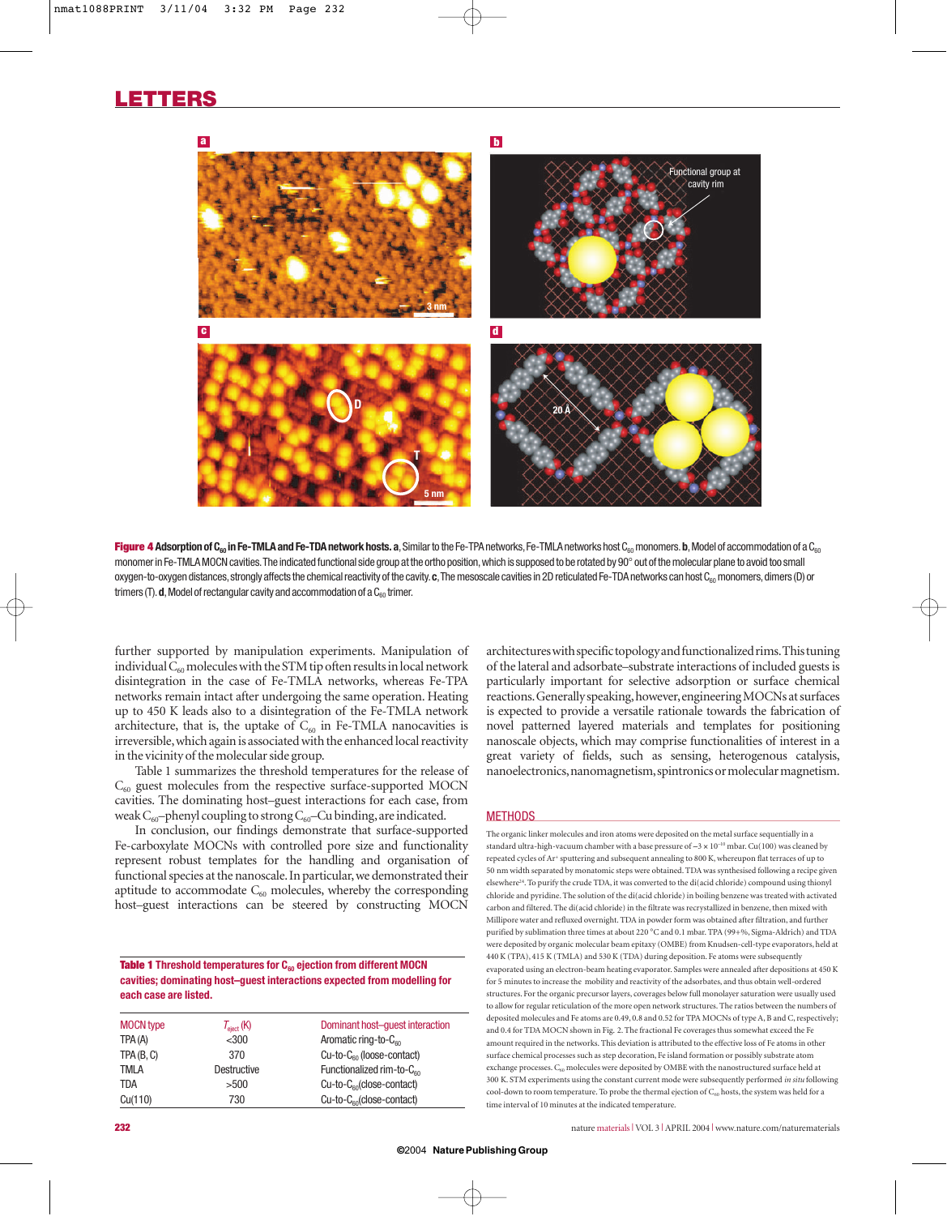**Figure 4 Adsorption of $C_{60}$ in Fe-TMLA and Fe-TDA network hosts. a**, Similar to the Fe-TPA networks, Fe-TMLA networks host $C_{60}$ monomers. **b**, Model of accommodation of a $C_{60}$ monomer in Fe-TMLA MOCN cavities. The indicated functional side group at the ortho position, which is supposed to be rotated by 90° out of the molecular plane to avoid too small oxygen-to-oxygen distances, strongly affects the chemical reactivity of the cavity. **c**, The mesoscale cavities in 2D reticulated Fe-TDA networks can host $C_{60}$ monomers, dimers (D) or trimers (T). **d**, Model of rectangular cavity and accommodation of a $C_{60}$ trimer.

further supported by manipulation experiments. Manipulation of individual $C_{60}$ molecules with the STM tip often results in local network disintegration in the case of Fe-TMLA networks, whereas Fe-TPA networks remain intact after undergoing the same operation. Heating up to 450 K leads also to a disintegration of the Fe-TMLA network architecture, that is, the uptake of $C_{60}$ in Fe-TMLA nanocavities is irreversible, which again is associated with the enhanced local reactivity in the vicinity of the molecular side group.

Table 1 summarizes the threshold temperatures for the release of $C_{60}$ guest molecules from the respective surface-supported MOCN cavities. The dominating host–guest interactions for each case, from weak $C_{60}$–phenyl coupling to strong $C_{60}$–Cu binding, are indicated.

In conclusion, our findings demonstrate that surface-supported Fe-carboxylate MOCNs with controlled pore size and functionality represent robust templates for the handling and organisation of functional species at the nanoscale. In particular, we demonstrated their aptitude to accommodate $C_{60}$ molecules, whereby the corresponding host–guest interactions can be steered by constructing MOCN architectures with specific topology and functionalized rims. This tuning of the lateral and adsorbate–substrate interactions of included guests is particularly important for selective adsorption or surface chemical reactions. Generally speaking, however, engineering MOCNs at surfaces is expected to provide a versatile rationale towards the fabrication of novel patterned layered materials and templates for positioning nanoscale objects, which may comprise functionalities of interest in a great variety of fields, such as sensing, heterogeneous catalysis, nanoelectronics, nanomagnetism, spintronics or molecular magnetism.

**Table 1 Threshold temperatures for $C_{60}$ ejection from different MOCN cavities; dominating host–guest interactions expected from modelling for each case are listed.**

| MOCN type | $T_{eject}$ (K) | Dominant host–guest interaction |
|---|---|---|
| TPA (A) | <300 | Aromatic ring-to-$C_{60}$ |
| TPA (B, C) | 370 | Cu-to-$C_{60}$ (loose-contact) |
| TMLA | Destructive | Functionalized rim-to-$C_{60}$ |
| TDA | >500 | Cu-to-$C_{60}$(close-contact) |
| Cu(110) | 730 | Cu-to-$C_{60}$(close-contact) |

## METHODS

The organic linker molecules and iron atoms were deposited on the metal surface sequentially in a standard ultra-high-vacuum chamber with a base pressure of $\sim 3 \times 10^{-10}$ mbar. Cu(100) was cleaned by repeated cycles of $Ar^+$ sputtering and subsequent annealing to 800 K, whereupon flat terraces of up to 50 nm width separated by monatomic steps were obtained. TDA was synthesised following a recipe given elsewhere[24]. To purify the crude TDA, it was converted to the di(acid chloride) compound using thionyl chloride and pyridine. The solution of the di(acid chloride) in boiling benzene was treated with activated carbon and filtered. The di(acid chloride) in the filtrate was recrystallized in benzene, then mixed with Millipore water and refluxed overnight. TDA in powder form was obtained after filtration, and further purified by sublimation three times at about 220 °C and 0.1 mbar. TPA (99+%, Sigma-Aldrich) and TDA were deposited by organic molecular beam epitaxy (OMBE) from Knudsen-cell-type evaporators, held at 440 K (TPA), 415 K (TMLA) and 530 K (TDA) during deposition. Fe atoms were subsequently evaporated using an electron-beam heating evaporator. Samples were annealed after depositions at 450 K for 5 minutes to increase the mobility and reactivity of the adsorbates, and thus obtain well-ordered structures. For the organic precursor layers, coverages below full monolayer saturation were usually used to allow for regular reticulation of the more open network structures. The ratios between the numbers of deposited molecules and Fe atoms are 0.49, 0.8 and 0.52 for TPA MOCNs of type A, B and C, respectively; and 0.4 for TDA MOCN shown in Fig. 2. The fractional Fe coverages thus somewhat exceed the Fe amount required in the networks. This deviation is attributed to the effective loss of Fe atoms in other surface chemical processes such as step decoration, Fe island formation or possibly substrate atom exchange processes. $C_{60}$ molecules were deposited by OMBE with the nanostructured surface held at 300 K. STM experiments using the constant current mode were subsequently performed *in situ* following cool-down to room temperature. To probe the thermal ejection of $C_{60}$ hosts, the system was held for a time interval of 10 minutes at the indicated temperature.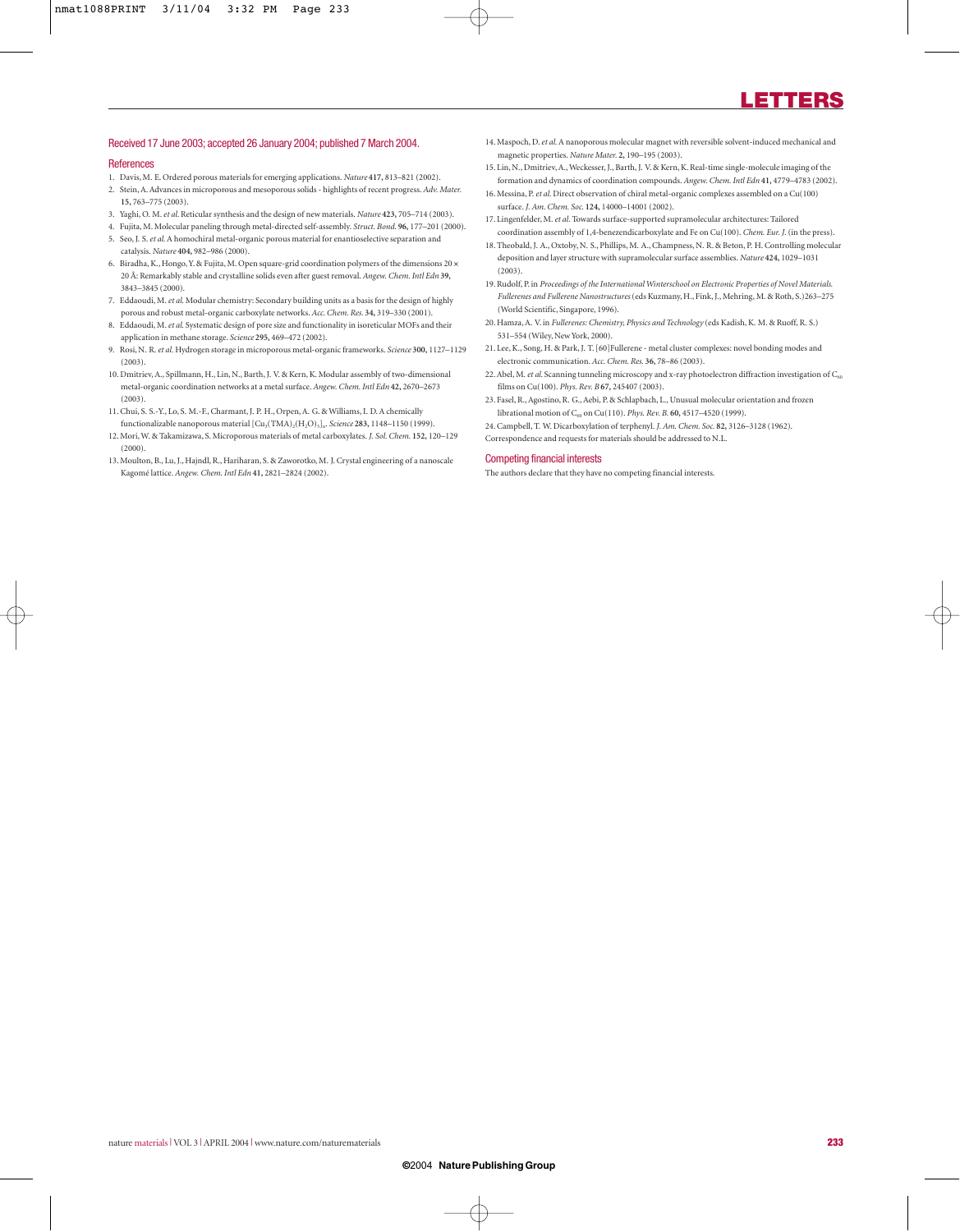Received 17 June 2003; accepted 26 January 2004; published 7 March 2004.

## References

1. Davis, M. E. Ordered porous materials for emerging applications. *Nature* **417,** 813–821 (2002).
2. Stein, A. Advances in microporous and mesoporous solids - highlights of recent progress. *Adv. Mater.* **15,** 763–775 (2003).
3. Yaghi, O. M. *et al.* Reticular synthesis and the design of new materials. *Nature* **423,** 705–714 (2003).
4. Fujita, M. Molecular paneling through metal-directed self-assembly. *Struct. Bond.* **96,** 177–201 (2000).
5. Seo, J. S. *et al.* A homochiral metal-organic porous material for enantioselective separation and catalysis. *Nature* **404,** 982–986 (2000).
6. Biradha, K., Hongo, Y. & Fujita, M. Open square-grid coordination polymers of the dimensions 20 × 20 Å: Remarkably stable and crystalline solids even after guest removal. *Angew. Chem. Intl Edn* **39,** 3843–3845 (2000).
7. Eddaoudi, M. *et al.* Modular chemistry: Secondary building units as a basis for the design of highly porous and robust metal-organic carboxylate networks. *Acc. Chem. Res.* **34,** 319–330 (2001).
8. Eddaoudi, M. *et al.* Systematic design of pore size and functionality in isoreticular MOFs and their application in methane storage. *Science* **295,** 469–472 (2002).
9. Rosi, N. R. *et al.* Hydrogen storage in microporous metal-organic frameworks. *Science* **300,** 1127–1129 (2003).
10. Dmitriev, A., Spillmann, H., Lin, N., Barth, J. V. & Kern, K. Modular assembly of two-dimensional metal-organic coordination networks at a metal surface. *Angew. Chem. Intl Edn* **42,** 2670–2673 (2003).
11. Chui, S. S.-Y., Lo, S. M.-F., Charmant, J. P. H., Orpen, A. G. & Williams, I. D. A chemically functionalizable nanoporous material $[Cu_3(TMA)_2(H_2O)_3]_n$. *Science* **283,** 1148–1150 (1999).
12. Mori, W. & Takamizawa, S. Microporous materials of metal carboxylates. *J. Sol. Chem.* **152,** 120–129 (2000).
13. Moulton, B., Lu, J., Hajndl, R., Hariharan, S. & Zaworotko, M. J. Crystal engineering of a nanoscale Kagomé lattice. *Angew. Chem. Intl Edn* **41,** 2821–2824 (2002).
14. Maspoch, D. *et al.* A nanoporous molecular magnet with reversible solvent-induced mechanical and magnetic properties. *Nature Mater.* **2,** 190–195 (2003).
15. Lin, N., Dmitriev, A., Weckesser, J., Barth, J. V. & Kern, K. Real-time single-molecule imaging of the formation and dynamics of coordination compounds. *Angew. Chem. Intl Edn* **41,** 4779–4783 (2002).
16. Messina, P. *et al.* Direct observation of chiral metal-organic complexes assembled on a Cu(100) surface. *J. Am. Chem. Soc.* **124,** 14000–14001 (2002).
17. Lingenfelder, M. *et al.* Towards surface-supported supramolecular architectures: Tailored coordination assembly of 1,4-benezendicarboxylate and Fe on Cu(100). *Chem. Eur. J.* (in the press).
18. Theobald, J. A., Oxtoby, N. S., Phillips, M. A., Champness, N. R. & Beton, P. H. Controlling molecular deposition and layer structure with supramolecular surface assemblies. *Nature* **424,** 1029–1031 (2003).
19. Rudolf, P. in *Proceedings of the International Winterschool on Electronic Properties of Novel Materials. Fullerenes and Fullerene Nanostructures* (eds Kuzmany, H., Fink, J., Mehring, M. & Roth, S.) 263–275 (World Scientific, Singapore, 1996).
20. Hamza, A. V. in *Fullerenes: Chemistry, Physics and Technology* (eds Kadish, K. M. & Ruoff, R. S.) 531–554 (Wiley, New York, 2000).
21. Lee, K., Song, H. & Park, J. T. [60]Fullerene - metal cluster complexes: novel bonding modes and electronic communication. *Acc. Chem. Res.* **36,** 78–86 (2003).
22. Abel, M. *et al.* Scanning tunneling microscopy and x-ray photoelectron diffraction investigation of $C_{60}$ films on Cu(100). *Phys. Rev. B* **67,** 245407 (2003).
23. Fasel, R., Agostino, R. G., Aebi, P. & Schlapbach, L. Unusual molecular orientation and frozen librational motion of $C_{60}$ on Cu(110). *Phys. Rev. B.* **60,** 4517–4520 (1999).
24. Campbell, T. W. Dicarboxylation of terphenyl. *J. Am. Chem. Soc.* **82,** 3126–3128 (1962).

Correspondence and requests for materials should be addressed to N.L.

## Competing financial interests

The authors declare that they have no competing financial interests.